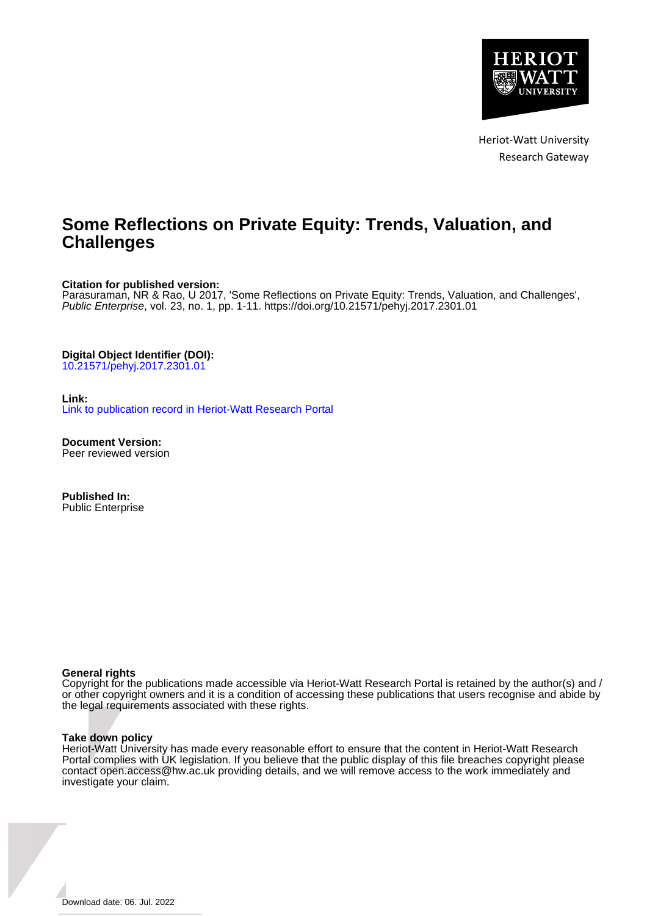Heriot-Watt University
Research Gateway

# Some Reflections on Private Equity: Trends, Valuation, and Challenges

**Citation for published version:**
Parasuraman, NR & Rao, U 2017, 'Some Reflections on Private Equity: Trends, Valuation, and Challenges', *Public Enterprise*, vol. 23, no. 1, pp. 1-11. https://doi.org/10.21571/pehyj.2017.2301.01

**Digital Object Identifier (DOI):**
10.21571/pehyj.2017.2301.01

**Link:**
Link to publication record in Heriot-Watt Research Portal

**Document Version:**
Peer reviewed version

**Published In:**
Public Enterprise

**General rights**
Copyright for the publications made accessible via Heriot-Watt Research Portal is retained by the author(s) and / or other copyright owners and it is a condition of accessing these publications that users recognise and abide by the legal requirements associated with these rights.

**Take down policy**
Heriot-Watt University has made every reasonable effort to ensure that the content in Heriot-Watt Research Portal complies with UK legislation. If you believe that the public display of this file breaches copyright please contact open.access@hw.ac.uk providing details, and we will remove access to the work immediately and investigate your claim.

Download date: 06. Jul. 2022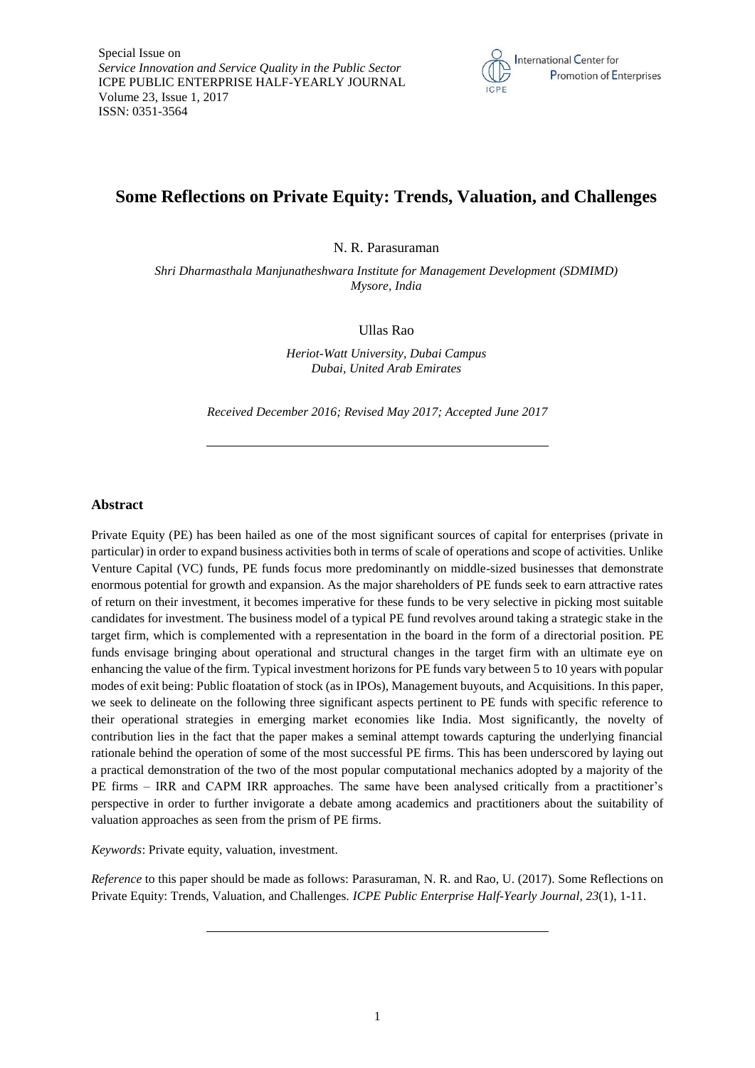Special Issue on
*Service Innovation and Service Quality in the Public Sector*
ICPE PUBLIC ENTERPRISE HALF-YEARLY JOURNAL
Volume 23, Issue 1, 2017
ISSN: 0351-3564

# Some Reflections on Private Equity: Trends, Valuation, and Challenges

N. R. Parasuraman

*Shri Dharmasthala Manjunatheshwara Institute for Management Development (SDMIMD)*
*Mysore, India*

Ullas Rao

*Heriot-Watt University, Dubai Campus*
*Dubai, United Arab Emirates*

*Received December 2016; Revised May 2017; Accepted June 2017*

---

## Abstract

Private Equity (PE) has been hailed as one of the most significant sources of capital for enterprises (private in particular) in order to expand business activities both in terms of scale of operations and scope of activities. Unlike Venture Capital (VC) funds, PE funds focus more predominantly on middle-sized businesses that demonstrate enormous potential for growth and expansion. As the major shareholders of PE funds seek to earn attractive rates of return on their investment, it becomes imperative for these funds to be very selective in picking most suitable candidates for investment. The business model of a typical PE fund revolves around taking a strategic stake in the target firm, which is complemented with a representation in the board in the form of a directorial position. PE funds envisage bringing about operational and structural changes in the target firm with an ultimate eye on enhancing the value of the firm. Typical investment horizons for PE funds vary between 5 to 10 years with popular modes of exit being: Public floatation of stock (as in IPOs), Management buyouts, and Acquisitions. In this paper, we seek to delineate on the following three significant aspects pertinent to PE funds with specific reference to their operational strategies in emerging market economies like India. Most significantly, the novelty of contribution lies in the fact that the paper makes a seminal attempt towards capturing the underlying financial rationale behind the operation of some of the most successful PE firms. This has been underscored by laying out a practical demonstration of the two of the most popular computational mechanics adopted by a majority of the PE firms – IRR and CAPM IRR approaches. The same have been analysed critically from a practitioner's perspective in order to further invigorate a debate among academics and practitioners about the suitability of valuation approaches as seen from the prism of PE firms.

*Keywords*: Private equity, valuation, investment.

*Reference* to this paper should be made as follows: Parasuraman, N. R. and Rao, U. (2017). Some Reflections on Private Equity: Trends, Valuation, and Challenges. *ICPE Public Enterprise Half-Yearly Journal, 23*(1), 1-11.

---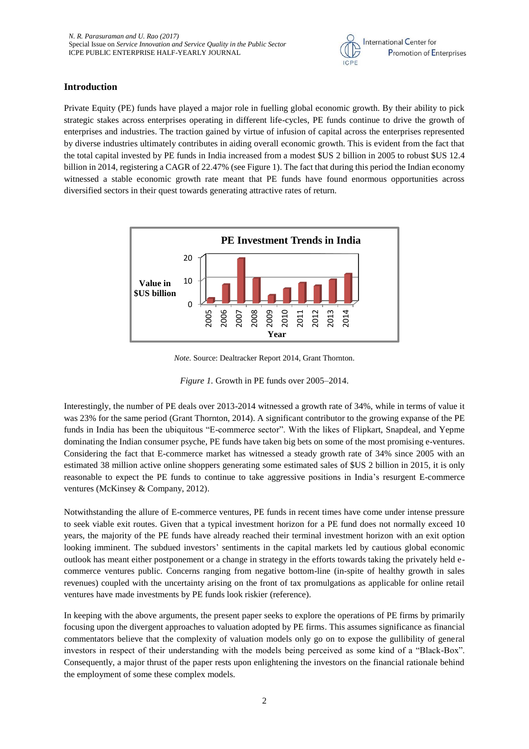## Introduction

Private Equity (PE) funds have played a major role in fuelling global economic growth. By their ability to pick strategic stakes across enterprises operating in different life-cycles, PE funds continue to drive the growth of enterprises and industries. The traction gained by virtue of infusion of capital across the enterprises represented by diverse industries ultimately contributes in aiding overall economic growth. This is evident from the fact that the total capital invested by PE funds in India increased from a modest $US 2 billion in 2005 to robust $US 12.4 billion in 2014, registering a CAGR of 22.47% (see Figure 1). The fact that during this period the Indian economy witnessed a stable economic growth rate meant that PE funds have found enormous opportunities across diversified sectors in their quest towards generating attractive rates of return.

*Note.* Source: Dealtracker Report 2014, Grant Thornton.

*Figure 1.* Growth in PE funds over 2005–2014.

Interestingly, the number of PE deals over 2013-2014 witnessed a growth rate of 34%, while in terms of value it was 23% for the same period (Grant Thornton, 2014). A significant contributor to the growing expanse of the PE funds in India has been the ubiquitous "E-commerce sector". With the likes of Flipkart, Snapdeal, and Yepme dominating the Indian consumer psyche, PE funds have taken big bets on some of the most promising e-ventures. Considering the fact that E-commerce market has witnessed a steady growth rate of 34% since 2005 with an estimated 38 million active online shoppers generating some estimated sales of $US 2 billion in 2015, it is only reasonable to expect the PE funds to continue to take aggressive positions in India's resurgent E-commerce ventures (McKinsey & Company, 2012).

Notwithstanding the allure of E-commerce ventures, PE funds in recent times have come under intense pressure to seek viable exit routes. Given that a typical investment horizon for a PE fund does not normally exceed 10 years, the majority of the PE funds have already reached their terminal investment horizon with an exit option looking imminent. The subdued investors' sentiments in the capital markets led by cautious global economic outlook has meant either postponement or a change in strategy in the efforts towards taking the privately held e-commerce ventures public. Concerns ranging from negative bottom-line (in-spite of healthy growth in sales revenues) coupled with the uncertainty arising on the front of tax promulgations as applicable for online retail ventures have made investments by PE funds look riskier (reference).

In keeping with the above arguments, the present paper seeks to explore the operations of PE firms by primarily focusing upon the divergent approaches to valuation adopted by PE firms. This assumes significance as financial commentators believe that the complexity of valuation models only go on to expose the gullibility of general investors in respect of their understanding with the models being perceived as some kind of a "Black-Box". Consequently, a major thrust of the paper rests upon enlightening the investors on the financial rationale behind the employment of some these complex models.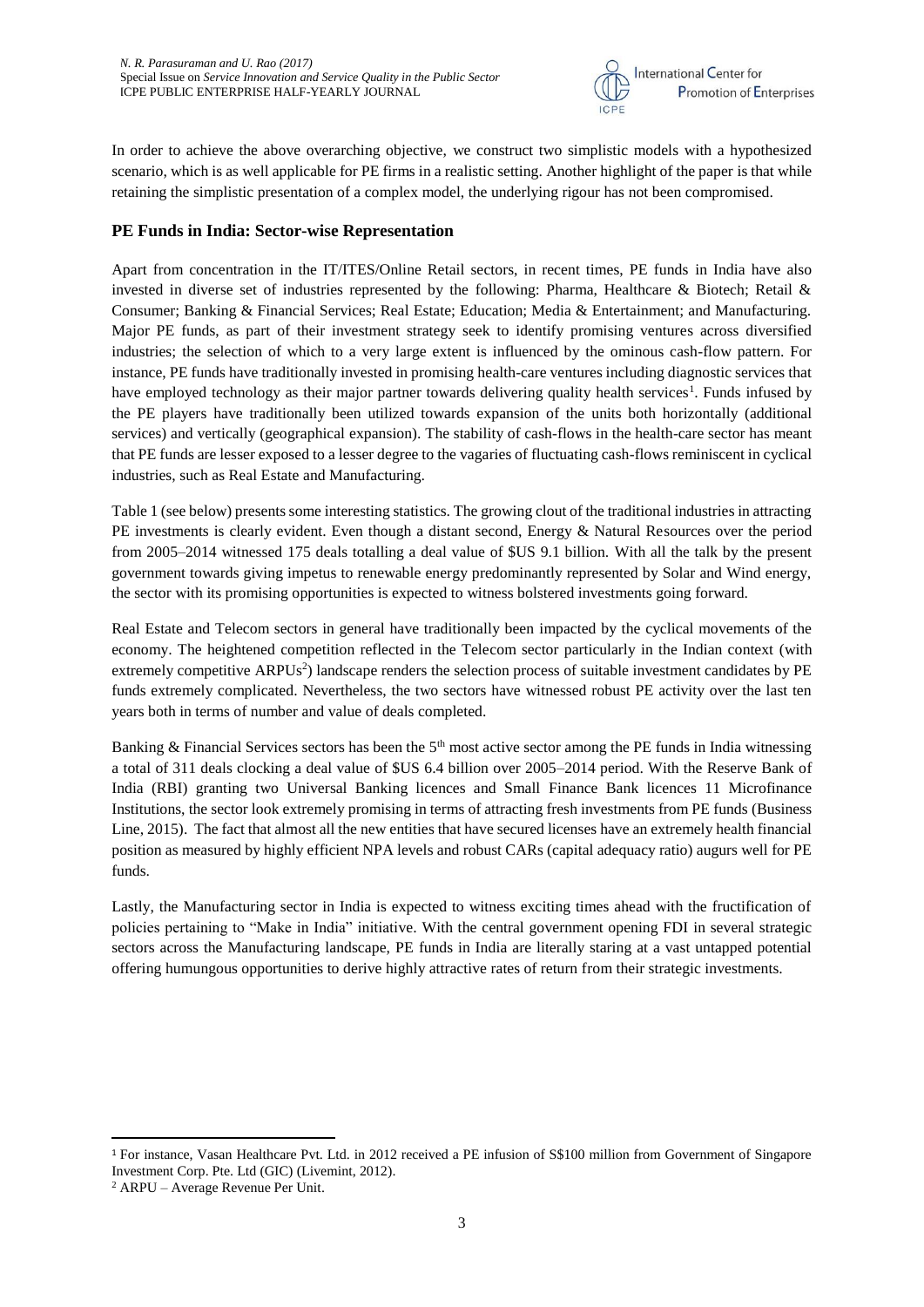In order to achieve the above overarching objective, we construct two simplistic models with a hypothesized scenario, which is as well applicable for PE firms in a realistic setting. Another highlight of the paper is that while retaining the simplistic presentation of a complex model, the underlying rigour has not been compromised.

## PE Funds in India: Sector-wise Representation

Apart from concentration in the IT/ITES/Online Retail sectors, in recent times, PE funds in India have also invested in diverse set of industries represented by the following: Pharma, Healthcare & Biotech; Retail & Consumer; Banking & Financial Services; Real Estate; Education; Media & Entertainment; and Manufacturing. Major PE funds, as part of their investment strategy seek to identify promising ventures across diversified industries; the selection of which to a very large extent is influenced by the ominous cash-flow pattern. For instance, PE funds have traditionally invested in promising health-care ventures including diagnostic services that have employed technology as their major partner towards delivering quality health services[1]. Funds infused by the PE players have traditionally been utilized towards expansion of the units both horizontally (additional services) and vertically (geographical expansion). The stability of cash-flows in the health-care sector has meant that PE funds are lesser exposed to a lesser degree to the vagaries of fluctuating cash-flows reminiscent in cyclical industries, such as Real Estate and Manufacturing.

Table 1 (see below) presents some interesting statistics. The growing clout of the traditional industries in attracting PE investments is clearly evident. Even though a distant second, Energy & Natural Resources over the period from 2005–2014 witnessed 175 deals totalling a deal value of $US 9.1 billion. With all the talk by the present government towards giving impetus to renewable energy predominantly represented by Solar and Wind energy, the sector with its promising opportunities is expected to witness bolstered investments going forward.

Real Estate and Telecom sectors in general have traditionally been impacted by the cyclical movements of the economy. The heightened competition reflected in the Telecom sector particularly in the Indian context (with extremely competitive ARPUs[2]) landscape renders the selection process of suitable investment candidates by PE funds extremely complicated. Nevertheless, the two sectors have witnessed robust PE activity over the last ten years both in terms of number and value of deals completed.

Banking & Financial Services sectors has been the 5th most active sector among the PE funds in India witnessing a total of 311 deals clocking a deal value of $US 6.4 billion over 2005–2014 period. With the Reserve Bank of India (RBI) granting two Universal Banking licences and Small Finance Bank licences 11 Microfinance Institutions, the sector look extremely promising in terms of attracting fresh investments from PE funds (Business Line, 2015). The fact that almost all the new entities that have secured licenses have an extremely health financial position as measured by highly efficient NPA levels and robust CARs (capital adequacy ratio) augurs well for PE funds.

Lastly, the Manufacturing sector in India is expected to witness exciting times ahead with the fructification of policies pertaining to "Make in India" initiative. With the central government opening FDI in several strategic sectors across the Manufacturing landscape, PE funds in India are literally staring at a vast untapped potential offering humungous opportunities to derive highly attractive rates of return from their strategic investments.

---

[1] For instance, Vasan Healthcare Pvt. Ltd. in 2012 received a PE infusion of S$100 million from Government of Singapore Investment Corp. Pte. Ltd (GIC) (Livemint, 2012).

[2] ARPU – Average Revenue Per Unit.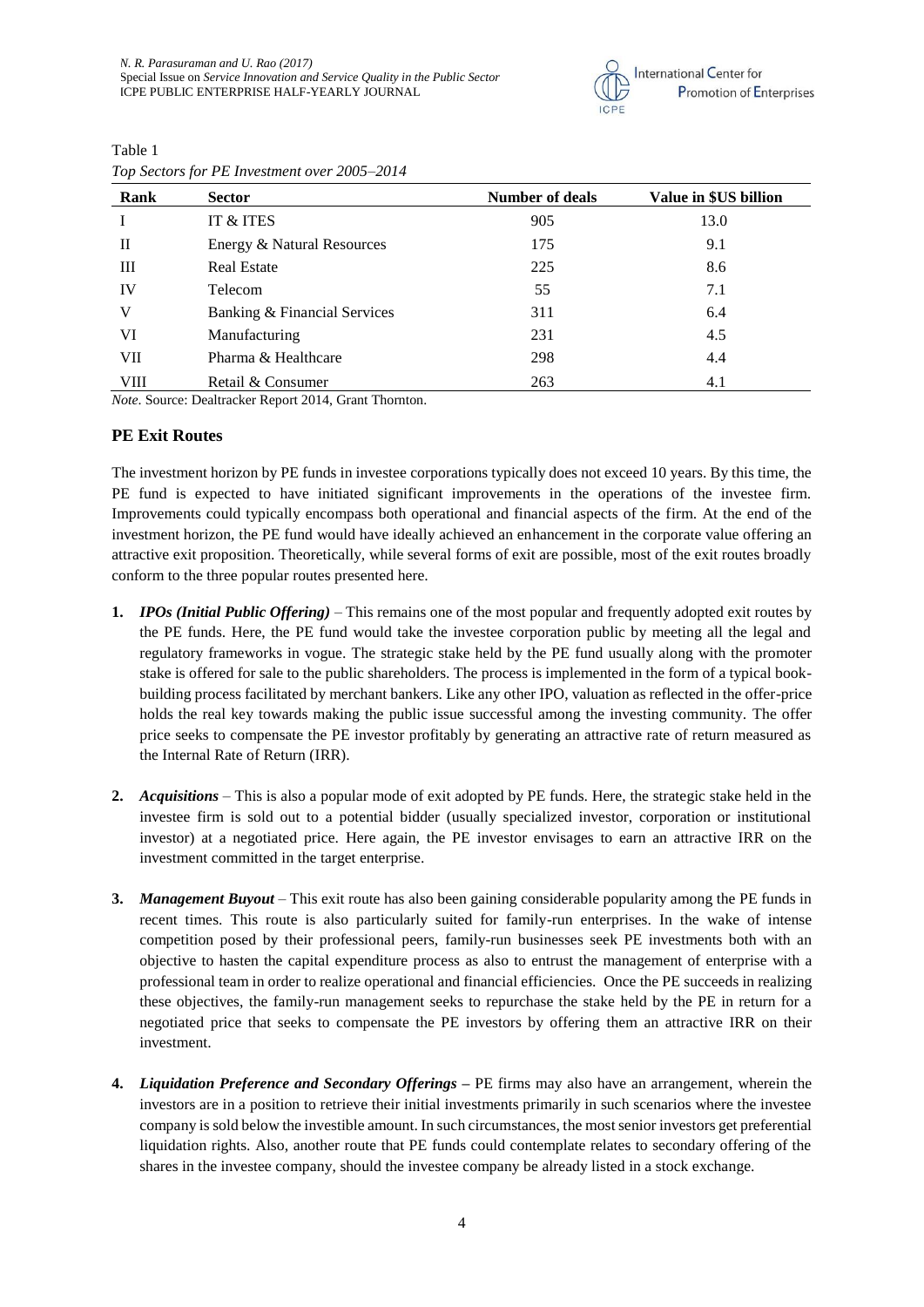Table 1

*Top Sectors for PE Investment over 2005–2014*

| Rank | Sector | Number of deals | Value in $US billion |
|---|---|---|---|
| I | IT & ITES | 905 | 13.0 |
| II | Energy & Natural Resources | 175 | 9.1 |
| III | Real Estate | 225 | 8.6 |
| IV | Telecom | 55 | 7.1 |
| V | Banking & Financial Services | 311 | 6.4 |
| VI | Manufacturing | 231 | 4.5 |
| VII | Pharma & Healthcare | 298 | 4.4 |
| VIII | Retail & Consumer | 263 | 4.1 |

*Note.* Source: Dealtracker Report 2014, Grant Thornton.

## PE Exit Routes

The investment horizon by PE funds in investee corporations typically does not exceed 10 years. By this time, the PE fund is expected to have initiated significant improvements in the operations of the investee firm. Improvements could typically encompass both operational and financial aspects of the firm. At the end of the investment horizon, the PE fund would have ideally achieved an enhancement in the corporate value offering an attractive exit proposition. Theoretically, while several forms of exit are possible, most of the exit routes broadly conform to the three popular routes presented here.

1. ***IPOs (Initial Public Offering)*** – This remains one of the most popular and frequently adopted exit routes by the PE funds. Here, the PE fund would take the investee corporation public by meeting all the legal and regulatory frameworks in vogue. The strategic stake held by the PE fund usually along with the promoter stake is offered for sale to the public shareholders. The process is implemented in the form of a typical book-building process facilitated by merchant bankers. Like any other IPO, valuation as reflected in the offer-price holds the real key towards making the public issue successful among the investing community. The offer price seeks to compensate the PE investor profitably by generating an attractive rate of return measured as the Internal Rate of Return (IRR).

2. ***Acquisitions*** – This is also a popular mode of exit adopted by PE funds. Here, the strategic stake held in the investee firm is sold out to a potential bidder (usually specialized investor, corporation or institutional investor) at a negotiated price. Here again, the PE investor envisages to earn an attractive IRR on the investment committed in the target enterprise.

3. ***Management Buyout*** – This exit route has also been gaining considerable popularity among the PE funds in recent times. This route is also particularly suited for family-run enterprises. In the wake of intense competition posed by their professional peers, family-run businesses seek PE investments both with an objective to hasten the capital expenditure process as also to entrust the management of enterprise with a professional team in order to realize operational and financial efficiencies. Once the PE succeeds in realizing these objectives, the family-run management seeks to repurchase the stake held by the PE in return for a negotiated price that seeks to compensate the PE investors by offering them an attractive IRR on their investment.

4. ***Liquidation Preference and Secondary Offerings*** **–** PE firms may also have an arrangement, wherein the investors are in a position to retrieve their initial investments primarily in such scenarios where the investee company is sold below the investible amount. In such circumstances, the most senior investors get preferential liquidation rights. Also, another route that PE funds could contemplate relates to secondary offering of the shares in the investee company, should the investee company be already listed in a stock exchange.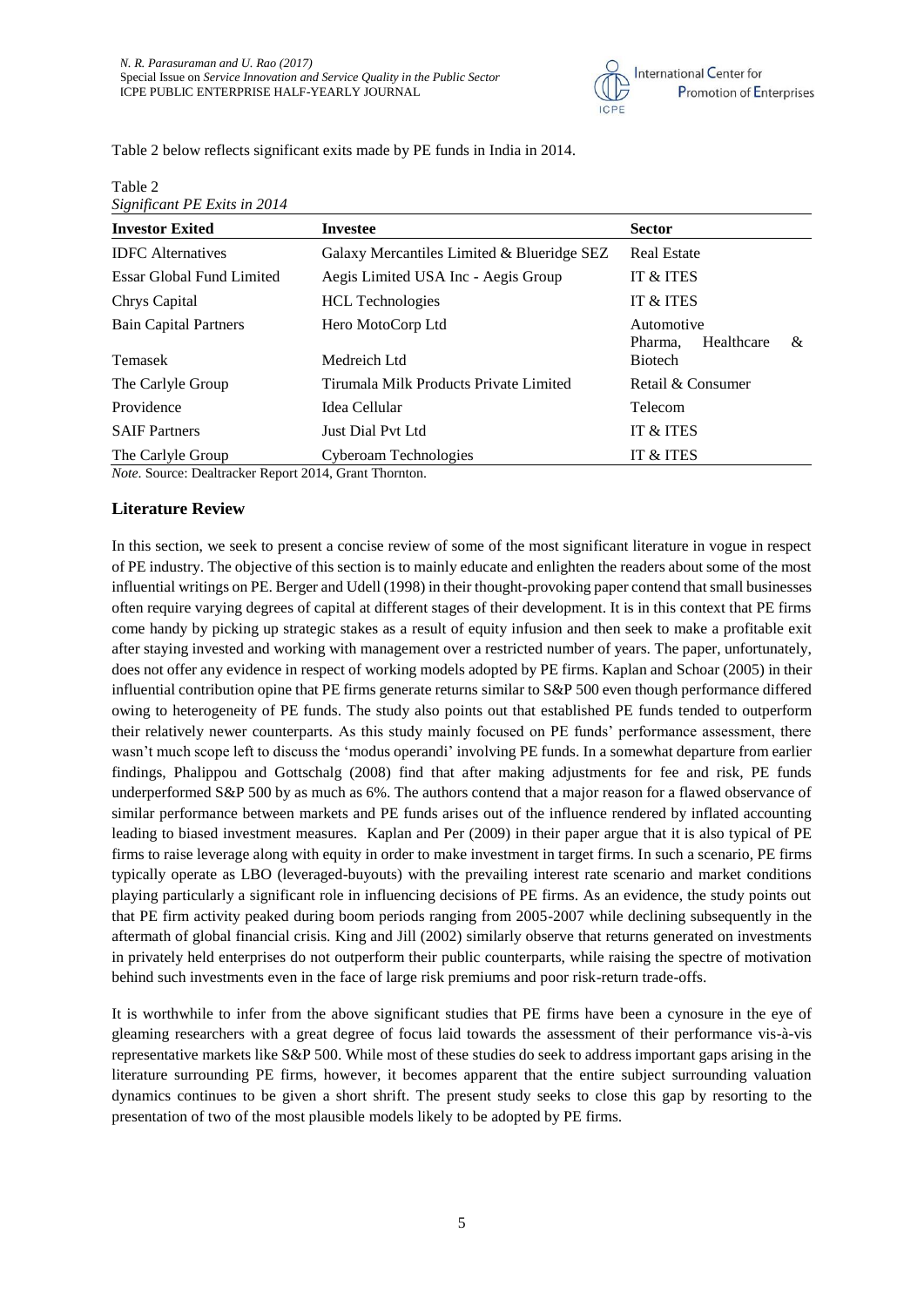Table 2 below reflects significant exits made by PE funds in India in 2014.

Table 2
*Significant PE Exits in 2014*

| Investor Exited | Investee | Sector |
|---|---|---|
| IDFC Alternatives | Galaxy Mercantiles Limited & Blueridge SEZ | Real Estate |
| Essar Global Fund Limited | Aegis Limited USA Inc - Aegis Group | IT & ITES |
| Chrys Capital | HCL Technologies | IT & ITES |
| Bain Capital Partners | Hero MotoCorp Ltd | Automotive |
| Temasek | Medreich Ltd | Pharma, Healthcare & Biotech |
| The Carlyle Group | Tirumala Milk Products Private Limited | Retail & Consumer |
| Providence | Idea Cellular | Telecom |
| SAIF Partners | Just Dial Pvt Ltd | IT & ITES |
| The Carlyle Group | Cyberoam Technologies | IT & ITES |

*Note.* Source: Dealtracker Report 2014, Grant Thornton.

## Literature Review

In this section, we seek to present a concise review of some of the most significant literature in vogue in respect of PE industry. The objective of this section is to mainly educate and enlighten the readers about some of the most influential writings on PE. Berger and Udell (1998) in their thought-provoking paper contend that small businesses often require varying degrees of capital at different stages of their development. It is in this context that PE firms come handy by picking up strategic stakes as a result of equity infusion and then seek to make a profitable exit after staying invested and working with management over a restricted number of years. The paper, unfortunately, does not offer any evidence in respect of working models adopted by PE firms. Kaplan and Schoar (2005) in their influential contribution opine that PE firms generate returns similar to S&P 500 even though performance differed owing to heterogeneity of PE funds. The study also points out that established PE funds tended to outperform their relatively newer counterparts. As this study mainly focused on PE funds' performance assessment, there wasn't much scope left to discuss the 'modus operandi' involving PE funds. In a somewhat departure from earlier findings, Phalippou and Gottschalg (2008) find that after making adjustments for fee and risk, PE funds underperformed S&P 500 by as much as 6%. The authors contend that a major reason for a flawed observance of similar performance between markets and PE funds arises out of the influence rendered by inflated accounting leading to biased investment measures. Kaplan and Per (2009) in their paper argue that it is also typical of PE firms to raise leverage along with equity in order to make investment in target firms. In such a scenario, PE firms typically operate as LBO (leveraged-buyouts) with the prevailing interest rate scenario and market conditions playing particularly a significant role in influencing decisions of PE firms. As an evidence, the study points out that PE firm activity peaked during boom periods ranging from 2005-2007 while declining subsequently in the aftermath of global financial crisis. King and Jill (2002) similarly observe that returns generated on investments in privately held enterprises do not outperform their public counterparts, while raising the spectre of motivation behind such investments even in the face of large risk premiums and poor risk-return trade-offs.

It is worthwhile to infer from the above significant studies that PE firms have been a cynosure in the eye of gleaming researchers with a great degree of focus laid towards the assessment of their performance vis-à-vis representative markets like S&P 500. While most of these studies do seek to address important gaps arising in the literature surrounding PE firms, however, it becomes apparent that the entire subject surrounding valuation dynamics continues to be given a short shrift. The present study seeks to close this gap by resorting to the presentation of two of the most plausible models likely to be adopted by PE firms.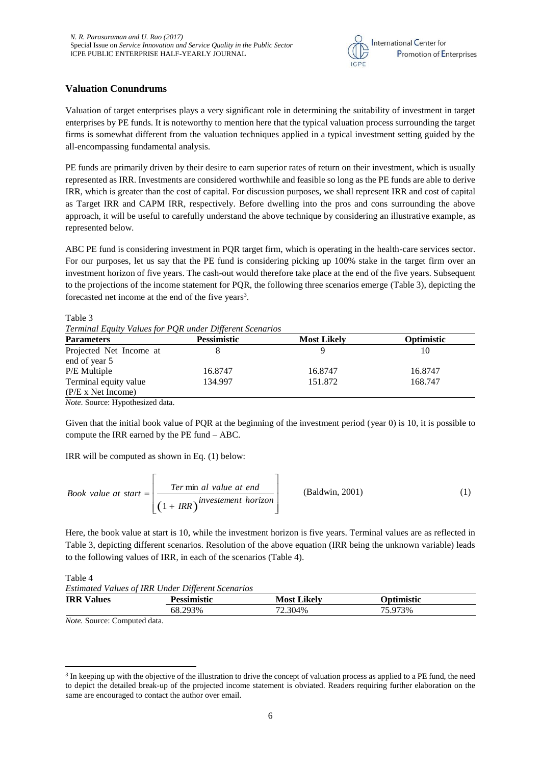## Valuation Conundrums

Valuation of target enterprises plays a very significant role in determining the suitability of investment in target enterprises by PE funds. It is noteworthy to mention here that the typical valuation process surrounding the target firms is somewhat different from the valuation techniques applied in a typical investment setting guided by the all-encompassing fundamental analysis.

PE funds are primarily driven by their desire to earn superior rates of return on their investment, which is usually represented as IRR. Investments are considered worthwhile and feasible so long as the PE funds are able to derive IRR, which is greater than the cost of capital. For discussion purposes, we shall represent IRR and cost of capital as Target IRR and CAPM IRR, respectively. Before dwelling into the pros and cons surrounding the above approach, it will be useful to carefully understand the above technique by considering an illustrative example, as represented below.

ABC PE fund is considering investment in PQR target firm, which is operating in the health-care services sector. For our purposes, let us say that the PE fund is considering picking up 100% stake in the target firm over an investment horizon of five years. The cash-out would therefore take place at the end of the five years. Subsequent to the projections of the income statement for PQR, the following three scenarios emerge (Table 3), depicting the forecasted net income at the end of the five years[3].

Table 3

*Terminal Equity Values for PQR under Different Scenarios*

| Parameters | Pessimistic | Most Likely | Optimistic |
|---|---|---|---|
| Projected Net Income at end of year 5 | 8 | 9 | 10 |
| P/E Multiple | 16.8747 | 16.8747 | 16.8747 |
| Terminal equity value (P/E x Net Income) | 134.997 | 151.872 | 168.747 |

*Note.* Source: Hypothesized data.

Given that the initial book value of PQR at the beginning of the investment period (year 0) is 10, it is possible to compute the IRR earned by the PE fund – ABC.

IRR will be computed as shown in Eq. (1) below:

$$Book\ value\ at\ start = \left[ \frac{Terminal\ value\ at\ end}{(1 + IRR)^{investement\ horizon}} \right] \qquad \text{(Baldwin, 2001)} \qquad (1)$$

Here, the book value at start is 10, while the investment horizon is five years. Terminal values are as reflected in Table 3, depicting different scenarios. Resolution of the above equation (IRR being the unknown variable) leads to the following values of IRR, in each of the scenarios (Table 4).

Table 4

*Estimated Values of IRR Under Different Scenarios*

| IRR Values | Pessimistic | Most Likely | Optimistic |
|---|---|---|---|
| | 68.293% | 72.304% | 75.973% |

*Note.* Source: Computed data.

[3] In keeping up with the objective of the illustration to drive the concept of valuation process as applied to a PE fund, the need to depict the detailed break-up of the projected income statement is obviated. Readers requiring further elaboration on the same are encouraged to contact the author over email.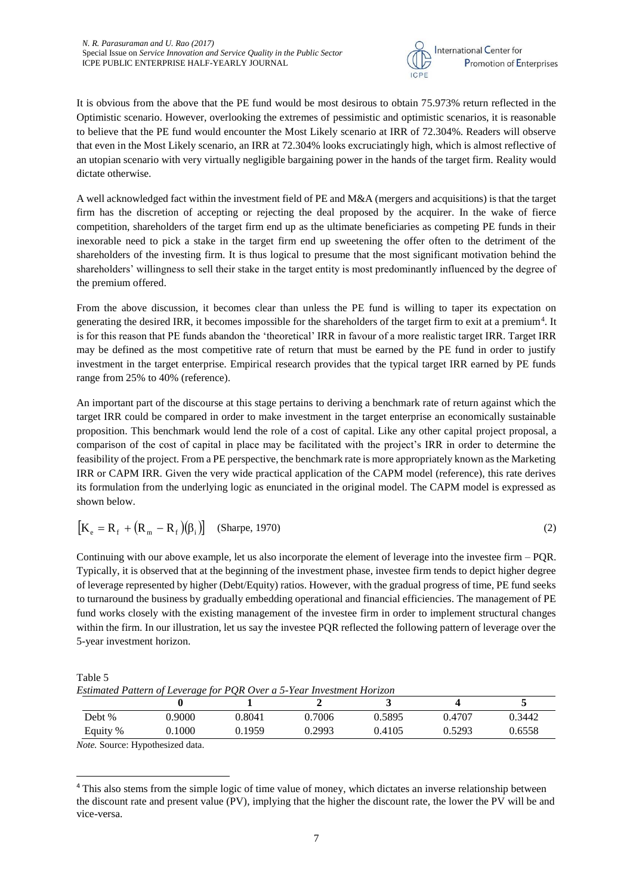It is obvious from the above that the PE fund would be most desirous to obtain 75.973% return reflected in the Optimistic scenario. However, overlooking the extremes of pessimistic and optimistic scenarios, it is reasonable to believe that the PE fund would encounter the Most Likely scenario at IRR of 72.304%. Readers will observe that even in the Most Likely scenario, an IRR at 72.304% looks excruciatingly high, which is almost reflective of an utopian scenario with very virtually negligible bargaining power in the hands of the target firm. Reality would dictate otherwise.

A well acknowledged fact within the investment field of PE and M&A (mergers and acquisitions) is that the target firm has the discretion of accepting or rejecting the deal proposed by the acquirer. In the wake of fierce competition, shareholders of the target firm end up as the ultimate beneficiaries as competing PE funds in their inexorable need to pick a stake in the target firm end up sweetening the offer often to the detriment of the shareholders of the investing firm. It is thus logical to presume that the most significant motivation behind the shareholders' willingness to sell their stake in the target entity is most predominantly influenced by the degree of the premium offered.

From the above discussion, it becomes clear than unless the PE fund is willing to taper its expectation on generating the desired IRR, it becomes impossible for the shareholders of the target firm to exit at a premium[4]. It is for this reason that PE funds abandon the 'theoretical' IRR in favour of a more realistic target IRR. Target IRR may be defined as the most competitive rate of return that must be earned by the PE fund in order to justify investment in the target enterprise. Empirical research provides that the typical target IRR earned by PE funds range from 25% to 40% (reference).

An important part of the discourse at this stage pertains to deriving a benchmark rate of return against which the target IRR could be compared in order to make investment in the target enterprise an economically sustainable proposition. This benchmark would lend the role of a cost of capital. Like any other capital project proposal, a comparison of the cost of capital in place may be facilitated with the project's IRR in order to determine the feasibility of the project. From a PE perspective, the benchmark rate is more appropriately known as the Marketing IRR or CAPM IRR. Given the very wide practical application of the CAPM model (reference), this rate derives its formulation from the underlying logic as enunciated in the original model. The CAPM model is expressed as shown below.

$$\left[K_e = R_f + (R_m - R_f)(\beta_i)\right] \quad \text{(Sharpe, 1970)} \tag{2}$$

Continuing with our above example, let us also incorporate the element of leverage into the investee firm – PQR. Typically, it is observed that at the beginning of the investment phase, investee firm tends to depict higher degree of leverage represented by higher (Debt/Equity) ratios. However, with the gradual progress of time, PE fund seeks to turnaround the business by gradually embedding operational and financial efficiencies. The management of PE fund works closely with the existing management of the investee firm in order to implement structural changes within the firm. In our illustration, let us say the investee PQR reflected the following pattern of leverage over the 5-year investment horizon.

Table 5

*Estimated Pattern of Leverage for PQR Over a 5-Year Investment Horizon*

| | **0** | **1** | **2** | **3** | **4** | **5** |
|---|---|---|---|---|---|---|
| Debt % | 0.9000 | 0.8041 | 0.7006 | 0.5895 | 0.4707 | 0.3442 |
| Equity % | 0.1000 | 0.1959 | 0.2993 | 0.4105 | 0.5293 | 0.6558 |

*Note.* Source: Hypothesized data.

[4] This also stems from the simple logic of time value of money, which dictates an inverse relationship between the discount rate and present value (PV), implying that the higher the discount rate, the lower the PV will be and vice-versa.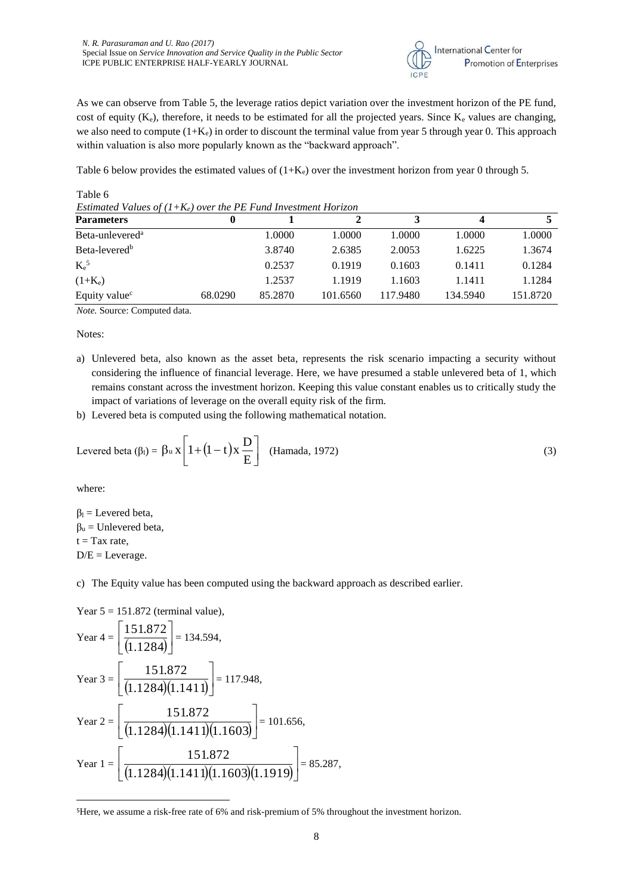As we can observe from Table 5, the leverage ratios depict variation over the investment horizon of the PE fund, cost of equity ($K_e$), therefore, it needs to be estimated for all the projected years. Since $K_e$ values are changing, we also need to compute $(1+K_e)$ in order to discount the terminal value from year 5 through year 0. This approach within valuation is also more popularly known as the "backward approach".

Table 6 below provides the estimated values of $(1+K_e)$ over the investment horizon from year 0 through 5.

Table 6

*Estimated Values of $(1+K_e)$ over the PE Fund Investment Horizon*

| Parameters | 0 | 1 | 2 | 3 | 4 | 5 |
|---|---|---|---|---|---|---|
| Beta-unlevered[a] | | 1.0000 | 1.0000 | 1.0000 | 1.0000 | 1.0000 |
| Beta-levered[b] | | 3.8740 | 2.6385 | 2.0053 | 1.6225 | 1.3674 |
| $K_e$[5] | | 0.2537 | 0.1919 | 0.1603 | 0.1411 | 0.1284 |
| $(1+K_e)$ | | 1.2537 | 1.1919 | 1.1603 | 1.1411 | 1.1284 |
| Equity value[c] | 68.0290 | 85.2870 | 101.6560 | 117.9480 | 134.5940 | 151.8720 |

*Note.* Source: Computed data.

Notes:

a) Unlevered beta, also known as the asset beta, represents the risk scenario impacting a security without considering the influence of financial leverage. Here, we have presumed a stable unlevered beta of 1, which remains constant across the investment horizon. Keeping this value constant enables us to critically study the impact of variations of leverage on the overall equity risk of the firm.

b) Levered beta is computed using the following mathematical notation.

$$\text{Levered beta } (\beta_l) = \beta_u \times \left[1 + (1-t) \times \frac{D}{E}\right] \quad \text{(Hamada, 1972)} \tag{3}$$

where:

$\beta_l$ = Levered beta,
$\beta_u$ = Unlevered beta,
t = Tax rate,
D/E = Leverage.

c) The Equity value has been computed using the backward approach as described earlier.

Year 5 = 151.872 (terminal value),

$$\text{Year } 4 = \left[\frac{151.872}{(1.1284)}\right] = 134.594,$$

$$\text{Year } 3 = \left[\frac{151.872}{(1.1284)(1.1411)}\right] = 117.948,$$

$$\text{Year } 2 = \left[\frac{151.872}{(1.1284)(1.1411)(1.1603)}\right] = 101.656,$$

$$\text{Year } 1 = \left[\frac{151.872}{(1.1284)(1.1411)(1.1603)(1.1919)}\right] = 85.287,$$

[5] Here, we assume a risk-free rate of 6% and risk-premium of 5% throughout the investment horizon.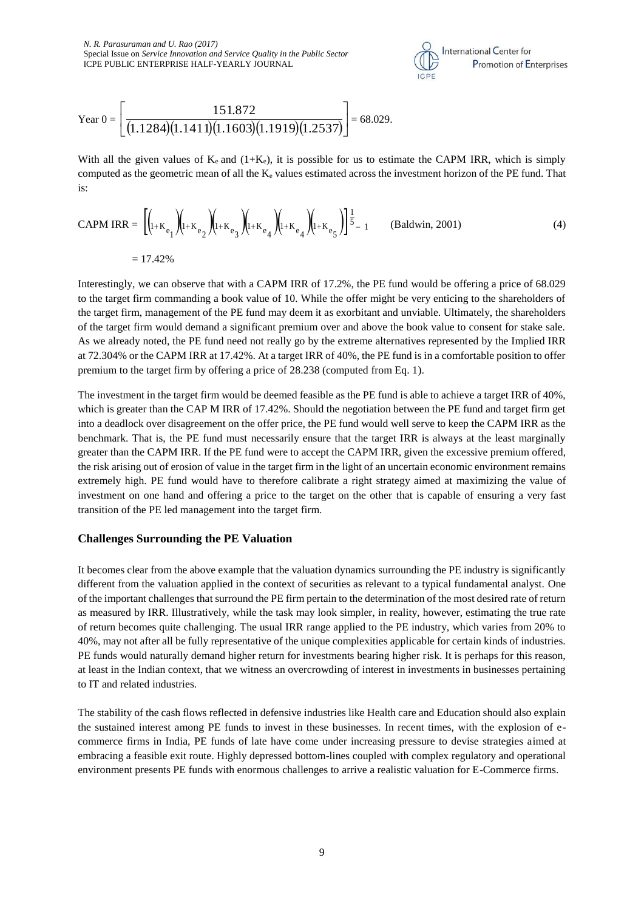$$\text{Year } 0 = \left[ \frac{151.872}{(1.1284)(1.1411)(1.1603)(1.1919)(1.2537)} \right] = 68.029.$$

With all the given values of $K_e$ and $(1+K_e)$, it is possible for us to estimate the CAPM IRR, which is simply computed as the geometric mean of all the $K_e$ values estimated across the investment horizon of the PE fund. That is:

$$\text{CAPM IRR} = \left[ \left(1+K_{e_1}\right)\left(1+K_{e_2}\right)\left(1+K_{e_3}\right)\left(1+K_{e_4}\right)\left(1+K_{e_4}\right)\left(1+K_{e_5}\right) \right]^{\frac{1}{5}} - 1 \qquad \text{(Baldwin, 2001)} \tag{4}$$

$$= 17.42\%$$

Interestingly, we can observe that with a CAPM IRR of 17.2%, the PE fund would be offering a price of 68.029 to the target firm commanding a book value of 10. While the offer might be very enticing to the shareholders of the target firm, management of the PE fund may deem it as exorbitant and unviable. Ultimately, the shareholders of the target firm would demand a significant premium over and above the book value to consent for stake sale. As we already noted, the PE fund need not really go by the extreme alternatives represented by the Implied IRR at 72.304% or the CAPM IRR at 17.42%. At a target IRR of 40%, the PE fund is in a comfortable position to offer premium to the target firm by offering a price of 28.238 (computed from Eq. 1).

The investment in the target firm would be deemed feasible as the PE fund is able to achieve a target IRR of 40%, which is greater than the CAP M IRR of 17.42%. Should the negotiation between the PE fund and target firm get into a deadlock over disagreement on the offer price, the PE fund would well serve to keep the CAPM IRR as the benchmark. That is, the PE fund must necessarily ensure that the target IRR is always at the least marginally greater than the CAPM IRR. If the PE fund were to accept the CAPM IRR, given the excessive premium offered, the risk arising out of erosion of value in the target firm in the light of an uncertain economic environment remains extremely high. PE fund would have to therefore calibrate a right strategy aimed at maximizing the value of investment on one hand and offering a price to the target on the other that is capable of ensuring a very fast transition of the PE led management into the target firm.

## Challenges Surrounding the PE Valuation

It becomes clear from the above example that the valuation dynamics surrounding the PE industry is significantly different from the valuation applied in the context of securities as relevant to a typical fundamental analyst. One of the important challenges that surround the PE firm pertain to the determination of the most desired rate of return as measured by IRR. Illustratively, while the task may look simpler, in reality, however, estimating the true rate of return becomes quite challenging. The usual IRR range applied to the PE industry, which varies from 20% to 40%, may not after all be fully representative of the unique complexities applicable for certain kinds of industries. PE funds would naturally demand higher return for investments bearing higher risk. It is perhaps for this reason, at least in the Indian context, that we witness an overcrowding of interest in investments in businesses pertaining to IT and related industries.

The stability of the cash flows reflected in defensive industries like Health care and Education should also explain the sustained interest among PE funds to invest in these businesses. In recent times, with the explosion of e-commerce firms in India, PE funds of late have come under increasing pressure to devise strategies aimed at embracing a feasible exit route. Highly depressed bottom-lines coupled with complex regulatory and operational environment presents PE funds with enormous challenges to arrive a realistic valuation for E-Commerce firms.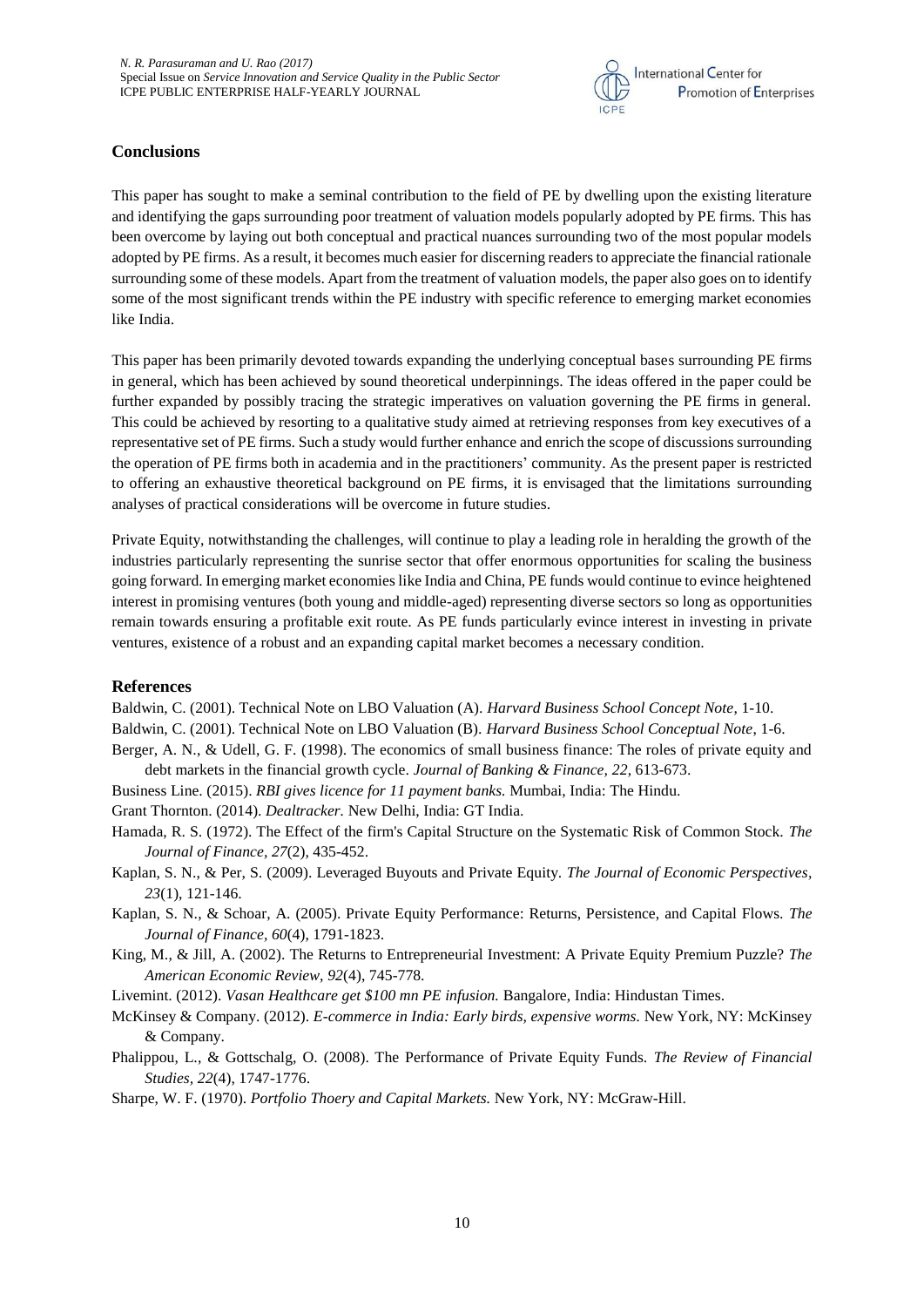## Conclusions

This paper has sought to make a seminal contribution to the field of PE by dwelling upon the existing literature and identifying the gaps surrounding poor treatment of valuation models popularly adopted by PE firms. This has been overcome by laying out both conceptual and practical nuances surrounding two of the most popular models adopted by PE firms. As a result, it becomes much easier for discerning readers to appreciate the financial rationale surrounding some of these models. Apart from the treatment of valuation models, the paper also goes on to identify some of the most significant trends within the PE industry with specific reference to emerging market economies like India.

This paper has been primarily devoted towards expanding the underlying conceptual bases surrounding PE firms in general, which has been achieved by sound theoretical underpinnings. The ideas offered in the paper could be further expanded by possibly tracing the strategic imperatives on valuation governing the PE firms in general. This could be achieved by resorting to a qualitative study aimed at retrieving responses from key executives of a representative set of PE firms. Such a study would further enhance and enrich the scope of discussions surrounding the operation of PE firms both in academia and in the practitioners' community. As the present paper is restricted to offering an exhaustive theoretical background on PE firms, it is envisaged that the limitations surrounding analyses of practical considerations will be overcome in future studies.

Private Equity, notwithstanding the challenges, will continue to play a leading role in heralding the growth of the industries particularly representing the sunrise sector that offer enormous opportunities for scaling the business going forward. In emerging market economies like India and China, PE funds would continue to evince heightened interest in promising ventures (both young and middle-aged) representing diverse sectors so long as opportunities remain towards ensuring a profitable exit route. As PE funds particularly evince interest in investing in private ventures, existence of a robust and an expanding capital market becomes a necessary condition.

## References

Baldwin, C. (2001). Technical Note on LBO Valuation (A). *Harvard Business School Concept Note*, 1-10.

Baldwin, C. (2001). Technical Note on LBO Valuation (B). *Harvard Business School Conceptual Note*, 1-6.

Berger, A. N., & Udell, G. F. (1998). The economics of small business finance: The roles of private equity and debt markets in the financial growth cycle. *Journal of Banking & Finance, 22*, 613-673.

Business Line. (2015). *RBI gives licence for 11 payment banks.* Mumbai, India: The Hindu.

Grant Thornton. (2014). *Dealtracker.* New Delhi, India: GT India.

Hamada, R. S. (1972). The Effect of the firm's Capital Structure on the Systematic Risk of Common Stock. *The Journal of Finance, 27*(2), 435-452.

Kaplan, S. N., & Per, S. (2009). Leveraged Buyouts and Private Equity. *The Journal of Economic Perspectives, 23*(1), 121-146.

Kaplan, S. N., & Schoar, A. (2005). Private Equity Performance: Returns, Persistence, and Capital Flows. *The Journal of Finance, 60*(4), 1791-1823.

King, M., & Jill, A. (2002). The Returns to Entrepreneurial Investment: A Private Equity Premium Puzzle? *The American Economic Review, 92*(4), 745-778.

Livemint. (2012). *Vasan Healthcare get $100 mn PE infusion.* Bangalore, India: Hindustan Times.

McKinsey & Company. (2012). *E-commerce in India: Early birds, expensive worms.* New York, NY: McKinsey & Company.

Phalippou, L., & Gottschalg, O. (2008). The Performance of Private Equity Funds. *The Review of Financial Studies, 22*(4), 1747-1776.

Sharpe, W. F. (1970). *Portfolio Thoery and Capital Markets.* New York, NY: McGraw-Hill.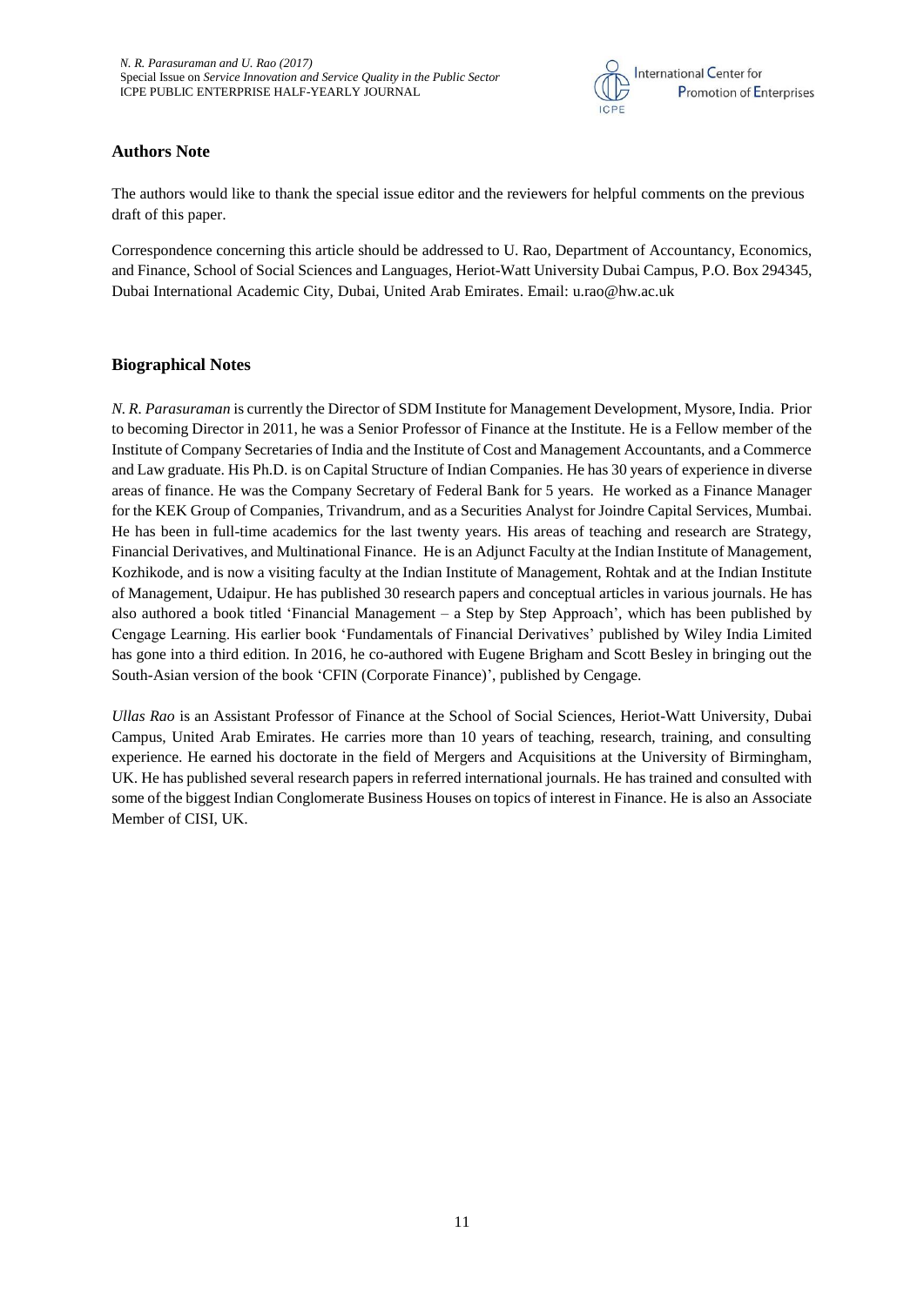## Authors Note

The authors would like to thank the special issue editor and the reviewers for helpful comments on the previous draft of this paper.

Correspondence concerning this article should be addressed to U. Rao, Department of Accountancy, Economics, and Finance, School of Social Sciences and Languages, Heriot-Watt University Dubai Campus, P.O. Box 294345, Dubai International Academic City, Dubai, United Arab Emirates. Email: u.rao@hw.ac.uk

## Biographical Notes

*N. R. Parasuraman* is currently the Director of SDM Institute for Management Development, Mysore, India. Prior to becoming Director in 2011, he was a Senior Professor of Finance at the Institute. He is a Fellow member of the Institute of Company Secretaries of India and the Institute of Cost and Management Accountants, and a Commerce and Law graduate. His Ph.D. is on Capital Structure of Indian Companies. He has 30 years of experience in diverse areas of finance. He was the Company Secretary of Federal Bank for 5 years. He worked as a Finance Manager for the KEK Group of Companies, Trivandrum, and as a Securities Analyst for Joindre Capital Services, Mumbai. He has been in full-time academics for the last twenty years. His areas of teaching and research are Strategy, Financial Derivatives, and Multinational Finance. He is an Adjunct Faculty at the Indian Institute of Management, Kozhikode, and is now a visiting faculty at the Indian Institute of Management, Rohtak and at the Indian Institute of Management, Udaipur. He has published 30 research papers and conceptual articles in various journals. He has also authored a book titled 'Financial Management – a Step by Step Approach', which has been published by Cengage Learning. His earlier book 'Fundamentals of Financial Derivatives' published by Wiley India Limited has gone into a third edition. In 2016, he co-authored with Eugene Brigham and Scott Besley in bringing out the South-Asian version of the book 'CFIN (Corporate Finance)', published by Cengage.

*Ullas Rao* is an Assistant Professor of Finance at the School of Social Sciences, Heriot-Watt University, Dubai Campus, United Arab Emirates. He carries more than 10 years of teaching, research, training, and consulting experience. He earned his doctorate in the field of Mergers and Acquisitions at the University of Birmingham, UK. He has published several research papers in referred international journals. He has trained and consulted with some of the biggest Indian Conglomerate Business Houses on topics of interest in Finance. He is also an Associate Member of CISI, UK.